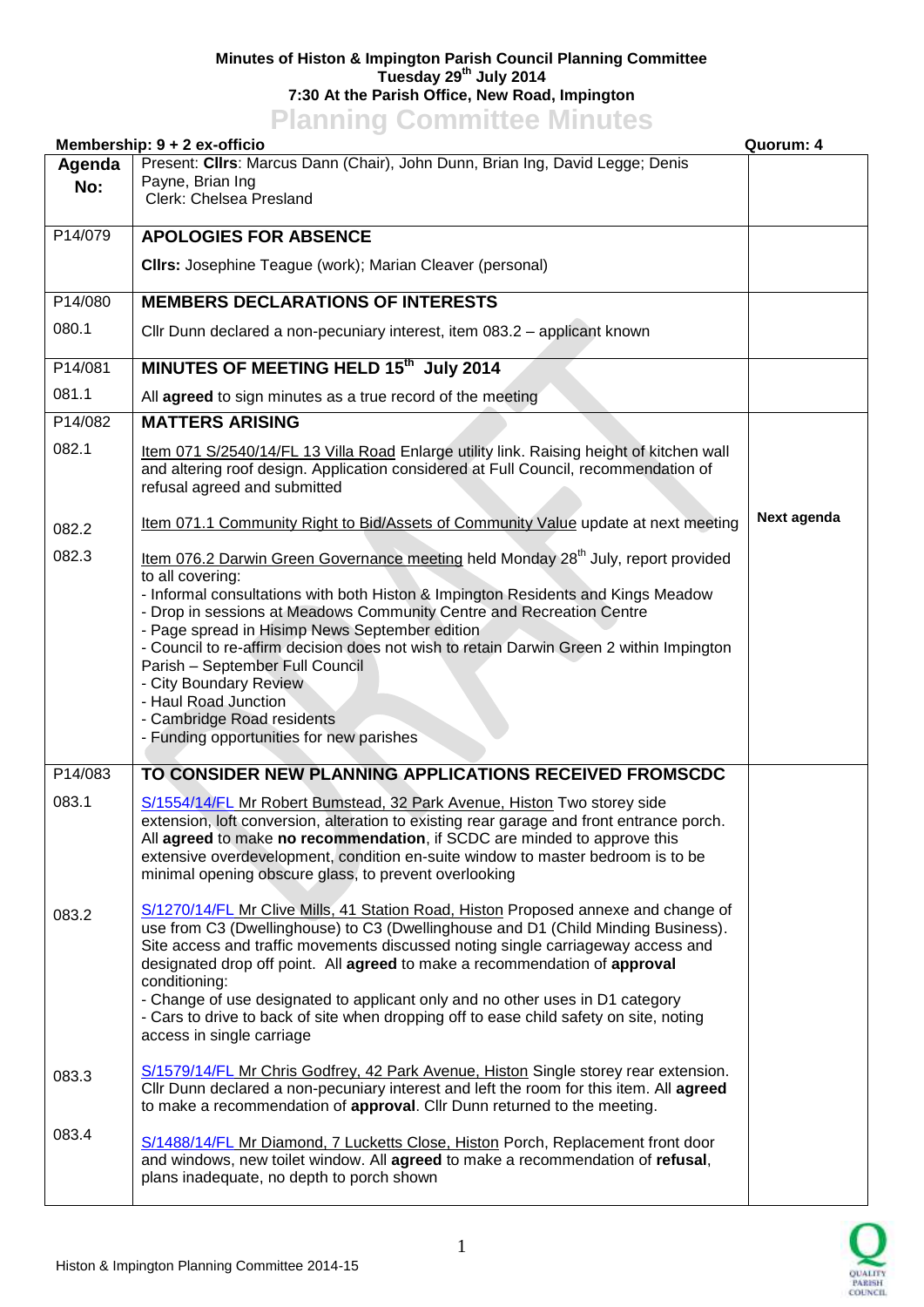**Minutes of Histon & Impington Parish Council Planning Committee**
**Tuesday 29th July 2014**
**7:30 At the Parish Office, New Road, Impington**

# Planning Committee Minutes

**Membership: 9 + 2 ex-officio** **Quorum: 4**

| | | |
|---|---|---|
| **Agenda No:** | Present: **Cllrs**: Marcus Dann (Chair), John Dunn, Brian Ing, David Legge; Denis Payne, Brian Ing<br>Clerk: Chelsea Presland | |
| P14/079 | **APOLOGIES FOR ABSENCE**<br><br>**Cllrs:** Josephine Teague (work); Marian Cleaver (personal) | |
| P14/080<br>080.1 | **MEMBERS DECLARATIONS OF INTERESTS**<br><br>Cllr Dunn declared a non-pecuniary interest, item 083.2 – applicant known | |
| P14/081<br>081.1 | **MINUTES OF MEETING HELD 15th July 2014**<br><br>All **agreed** to sign minutes as a true record of the meeting | |
| P14/082 | **MATTERS ARISING** | |
| 082.1 | Item 071 S/2540/14/FL 13 Villa Road Enlarge utility link. Raising height of kitchen wall and altering roof design. Application considered at Full Council, recommendation of refusal agreed and submitted | |
| 082.2 | Item 071.1 Community Right to Bid/Assets of Community Value update at next meeting | **Next agenda** |
| 082.3 | Item 076.2 Darwin Green Governance meeting held Monday 28th July, report provided to all covering:<br>- Informal consultations with both Histon & Impington Residents and Kings Meadow<br>- Drop in sessions at Meadows Community Centre and Recreation Centre<br>- Page spread in Hisimp News September edition<br>- Council to re-affirm decision does not wish to retain Darwin Green 2 within Impington Parish – September Full Council<br>- City Boundary Review<br>- Haul Road Junction<br>- Cambridge Road residents<br>- Funding opportunities for new parishes | |
| P14/083 | **TO CONSIDER NEW PLANNING APPLICATIONS RECEIVED FROMSCDC** | |
| 083.1 | S/1554/14/FL Mr Robert Bumstead, 32 Park Avenue, Histon Two storey side extension, loft conversion, alteration to existing rear garage and front entrance porch. All **agreed** to make **no recommendation**, if SCDC are minded to approve this extensive overdevelopment, condition en-suite window to master bedroom is to be minimal opening obscure glass, to prevent overlooking | |
| 083.2 | S/1270/14/FL Mr Clive Mills, 41 Station Road, Histon Proposed annexe and change of use from C3 (Dwellinghouse) to C3 (Dwellinghouse and D1 (Child Minding Business). Site access and traffic movements discussed noting single carriageway access and designated drop off point. All **agreed** to make a recommendation of **approval** conditioning:<br>- Change of use designated to applicant only and no other uses in D1 category<br>- Cars to drive to back of site when dropping off to ease child safety on site, noting access in single carriage | |
| 083.3 | S/1579/14/FL Mr Chris Godfrey, 42 Park Avenue, Histon Single storey rear extension. Cllr Dunn declared a non-pecuniary interest and left the room for this item. All **agreed** to make a recommendation of **approval**. Cllr Dunn returned to the meeting. | |
| 083.4 | S/1488/14/FL Mr Diamond, 7 Lucketts Close, Histon Porch, Replacement front door and windows, new toilet window. All **agreed** to make a recommendation of **refusal**, plans inadequate, no depth to porch shown | |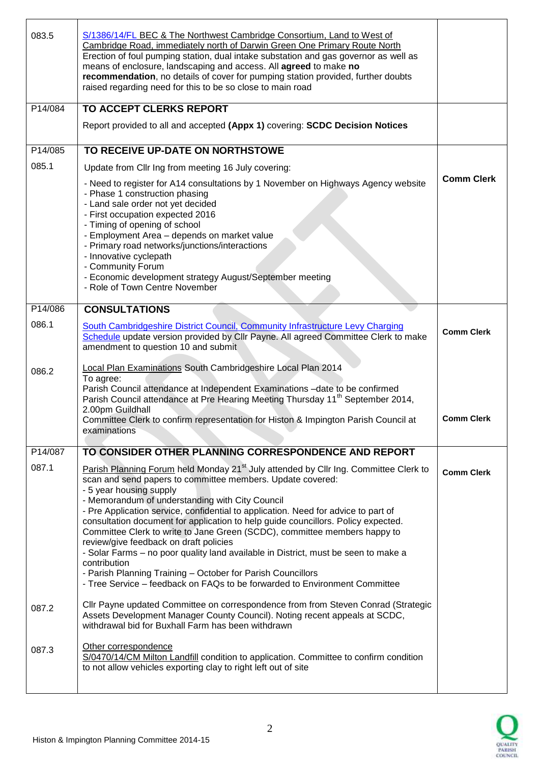| | | |
|---|---|---|
| 083.5 | S/1386/14/FL BEC & The Northwest Cambridge Consortium, Land to West of Cambridge Road, immediately north of Darwin Green One Primary Route North<br>Erection of foul pumping station, dual intake substation and gas governor as well as means of enclosure, landscaping and access. All **agreed** to make **no recommendation**, no details of cover for pumping station provided, further doubts raised regarding need for this to be so close to main road | |
| P14/084 | **TO ACCEPT CLERKS REPORT**<br>Report provided to all and accepted **(Appx 1)** covering: **SCDC Decision Notices** | |
| P14/085 | **TO RECEIVE UP-DATE ON NORTHSTOWE** | |
| 085.1 | Update from Cllr Ing from meeting 16 July covering:<br>- Need to register for A14 consultations by 1 November on Highways Agency website<br>- Phase 1 construction phasing<br>- Land sale order not yet decided<br>- First occupation expected 2016<br>- Timing of opening of school<br>- Employment Area – depends on market value<br>- Primary road networks/junctions/interactions<br>- Innovative cyclepath<br>- Community Forum<br>- Economic development strategy August/September meeting<br>- Role of Town Centre November | **Comm Clerk** |
| P14/086 | **CONSULTATIONS** | |
| 086.1 | South Cambridgeshire District Council, Community Infrastructure Levy Charging Schedule update version provided by Cllr Payne. All agreed Committee Clerk to make amendment to question 10 and submit | **Comm Clerk** |
| 086.2 | Local Plan Examinations South Cambridgeshire Local Plan 2014<br>To agree:<br>Parish Council attendance at Independent Examinations –date to be confirmed<br>Parish Council attendance at Pre Hearing Meeting Thursday 11th September 2014, 2.00pm Guildhall<br>Committee Clerk to confirm representation for Histon & Impington Parish Council at examinations | **Comm Clerk** |
| P14/087 | **TO CONSIDER OTHER PLANNING CORRESPONDENCE AND REPORT** | |
| 087.1 | Parish Planning Forum held Monday 21st July attended by Cllr Ing. Committee Clerk to scan and send papers to committee members. Update covered:<br>- 5 year housing supply<br>- Memorandum of understanding with City Council<br>- Pre Application service, confidential to application. Need for advice to part of consultation document for application to help guide councillors. Policy expected. Committee Clerk to write to Jane Green (SCDC), committee members happy to review/give feedback on draft policies<br>- Solar Farms – no poor quality land available in District, must be seen to make a contribution<br>- Parish Planning Training – October for Parish Councillors<br>- Tree Service – feedback on FAQs to be forwarded to Environment Committee | **Comm Clerk** |
| 087.2 | Cllr Payne updated Committee on correspondence from from Steven Conrad (Strategic Assets Development Manager County Council). Noting recent appeals at SCDC, withdrawal bid for Buxhall Farm has been withdrawn | |
| 087.3 | Other correspondence<br>S/0470/14/CM Milton Landfill condition to application. Committee to confirm condition to not allow vehicles exporting clay to right left out of site | |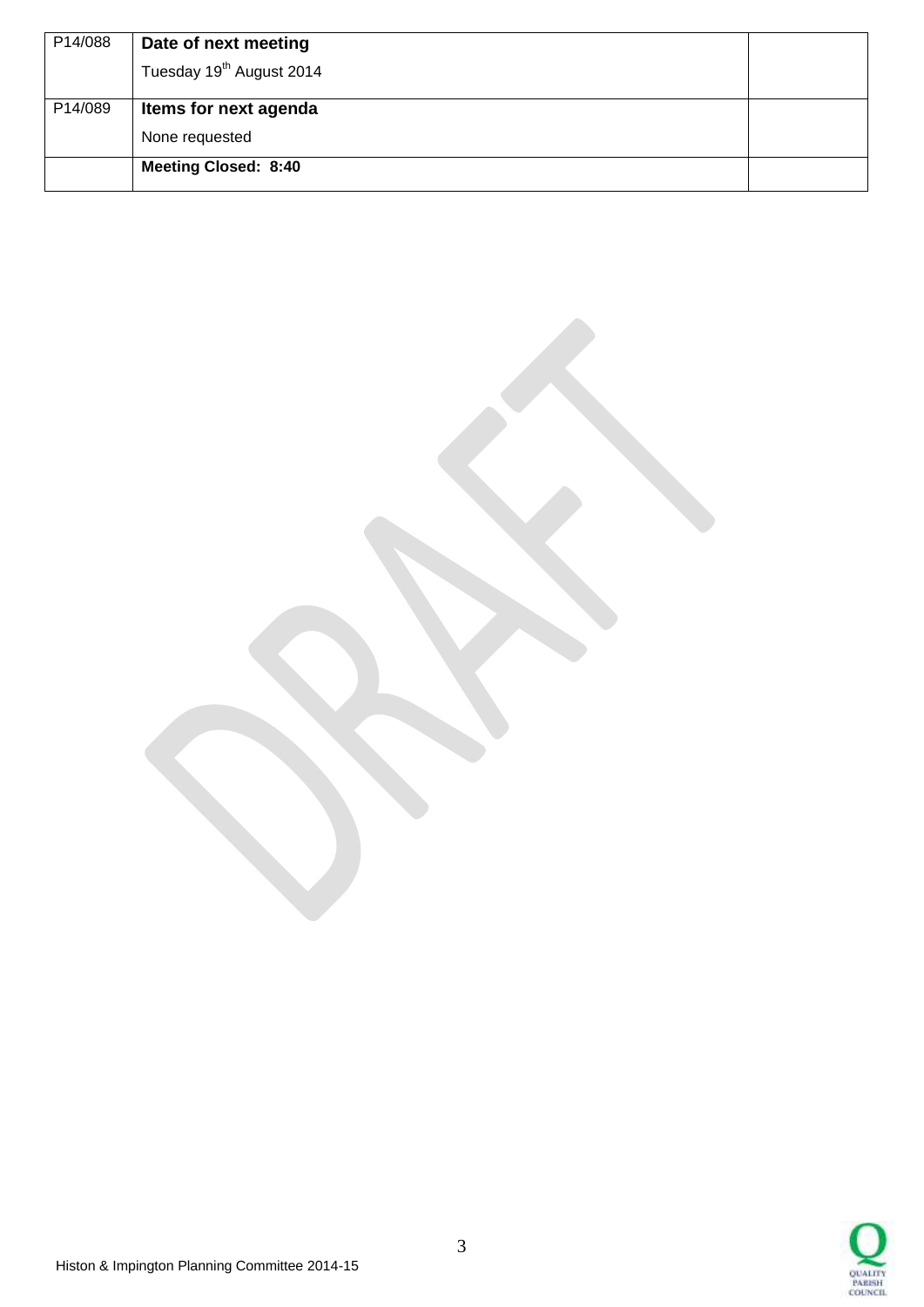| | | |
|---|---|---|
| P14/088 | **Date of next meeting**<br>Tuesday 19th August 2014 | |
| P14/089 | **Items for next agenda**<br>None requested | |
| | **Meeting Closed: 8:40** | |